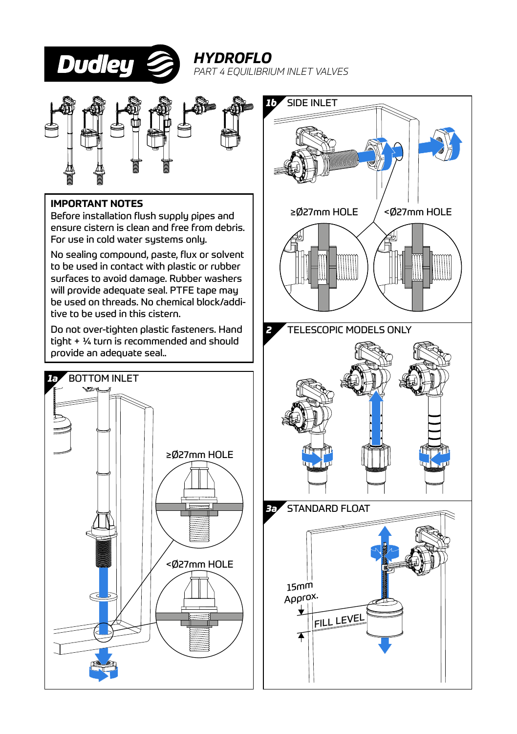# HYDROFLO

*PART 4 EQUILIBRIUM INLET VALVES*

### IMPORTANT NOTES

Before installation flush supply pipes and ensure cistern is clean and free from debris. For use in cold water systems only.

No sealing compound, paste, flux or solvent to be used in contact with plastic or rubber surfaces to avoid damage. Rubber washers will provide adequate seal. PTFE tape may be used on threads. No chemical block/additive to be used in this cistern.

Do not over-tighten plastic fasteners. Hand tight + ¼ turn is recommended and should provide an adequate seal..

## 1a BOTTOM INLET

≥Ø27mm HOLE

<Ø27mm HOLE

## 1b SIDE INLET

≥Ø27mm HOLE

<Ø27mm HOLE

## 2 TELESCOPIC MODELS ONLY

## 3a STANDARD FLOAT

15mm Approx.

FILL LEVEL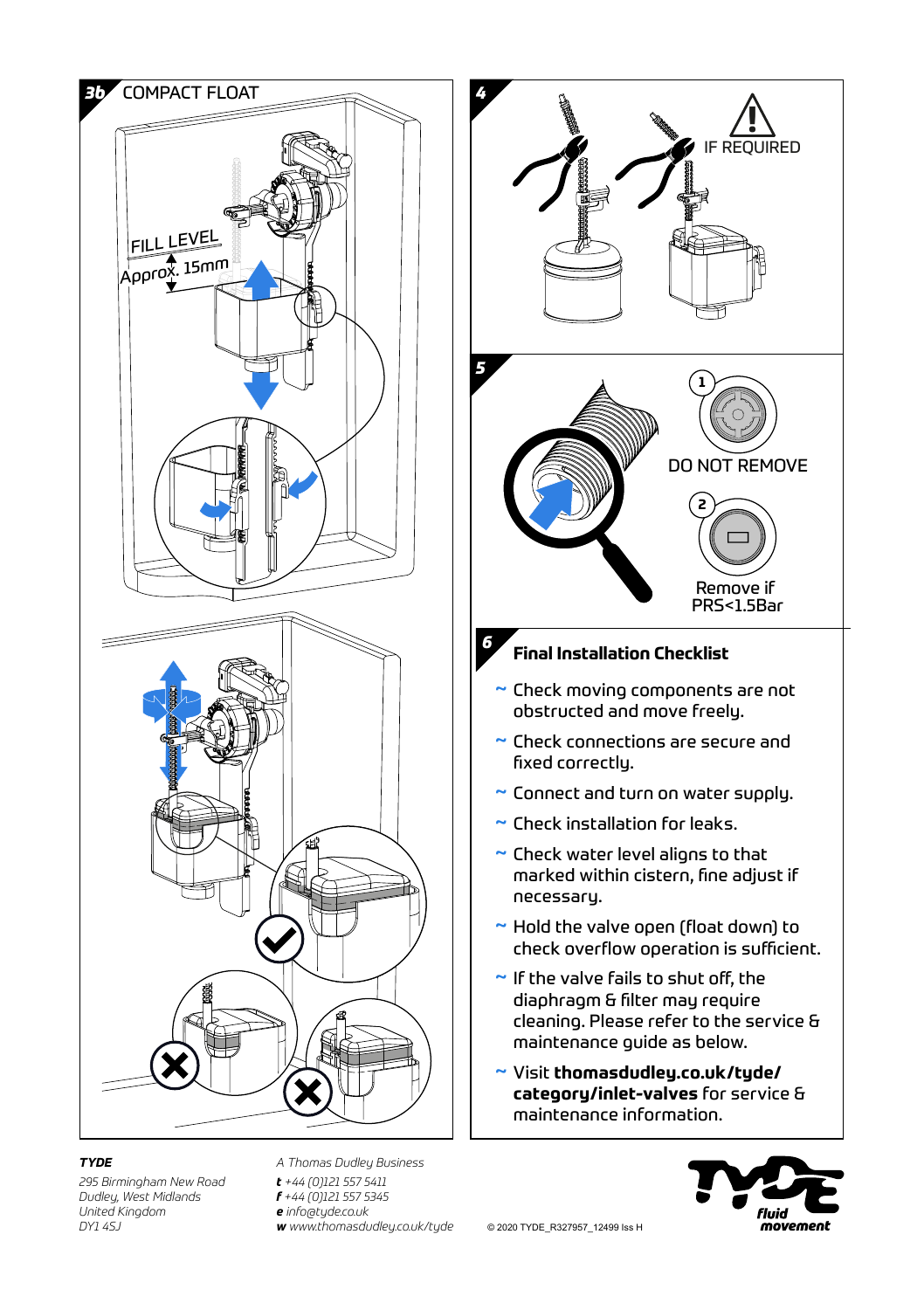**3b** COMPACT FLOAT

FILL LEVEL

Approx. 15mm

**4**

IF REQUIRED

**5**

1

DO NOT REMOVE

2

Remove if PRS<1.5Bar

**6**

## Final Installation Checklist

- ~ Check moving components are not obstructed and move freely.
- ~ Check connections are secure and fixed correctly.
- ~ Connect and turn on water supply.
- ~ Check installation for leaks.
- ~ Check water level aligns to that marked within cistern, fine adjust if necessary.
- ~ Hold the valve open (float down) to check overflow operation is sufficient.
- ~ If the valve fails to shut off, the diaphragm & filter may require cleaning. Please refer to the service & maintenance guide as below.
- ~ Visit **thomasdudley.co.uk/tyde/category/inlet-valves** for service & maintenance information.

***TYDE***

*295 Birmingham New Road*
*Dudley, West Midlands*
*United Kingdom*
*DY1 4SJ*

*A Thomas Dudley Business*

***t*** *+44 (0)121 557 5411*
***f*** *+44 (0)121 557 5345*
***e*** *info@tyde.co.uk*
***w*** *www.thomasdudley.co.uk/tyde*

© 2020 TYDE_R327957_12499 Iss H

TYDE *fluid movement*